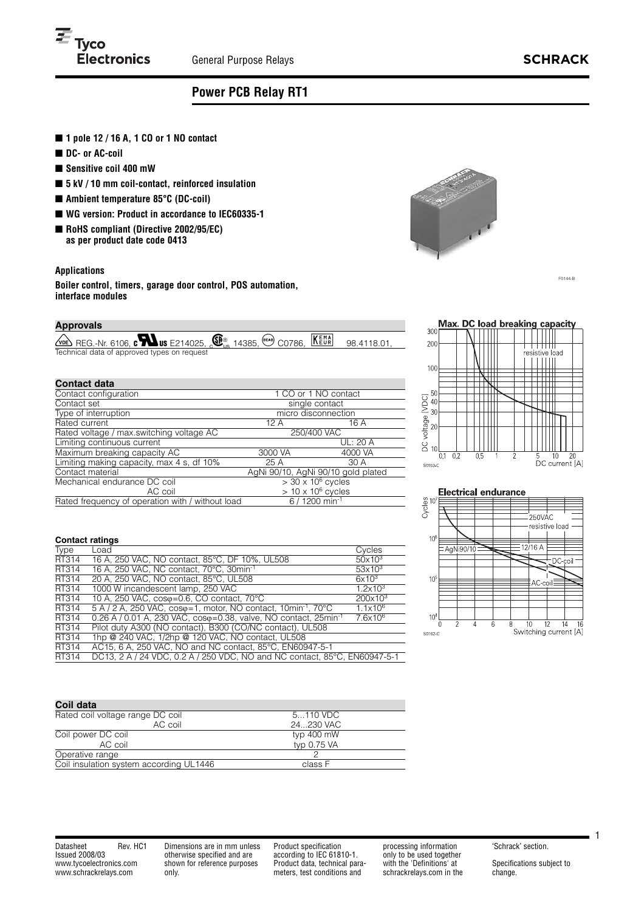# Power PCB Relay RT1

- **1 pole 12 / 16 A, 1 CO or 1 NO contact**
- **DC- or AC-coil**
- **Sensitive coil 400 mW**
- **5 kV / 10 mm coil-contact, reinforced insulation**
- **Ambient temperature 85°C (DC-coil)**
- **WG version: Product in accordance to IEC60335-1**
- **RoHS compliant (Directive 2002/95/EC) as per product date code 0413**

### Applications

**Boiler control, timers, garage door control, POS automation, interface modules**

### Approvals

VDE REG.-Nr. 6106, cULus E214025, CSA 14385, SEMKO C0786, KEMA 98.4118.01,
Technical data of approved types on request

### Contact data

| | | |
|---|---|---|
| Contact configuration | 1 CO or 1 NO contact | |
| Contact set | single contact | |
| Type of interruption | micro disconnection | |
| Rated current | 12 A | 16 A |
| Rated voltage / max.switching voltage AC | 250/400 VAC | |
| Limiting continuous current | | UL: 20 A |
| Maximum breaking capacity AC | 3000 VA | 4000 VA |
| Limiting making capacity, max 4 s, df 10% | 25 A | 30 A |
| Contact material | AgNi 90/10, AgNi 90/10 gold plated | |
| Mechanical endurance DC coil | > 30 x $10^6$ cycles | |
| AC coil | > 10 x $10^6$ cycles | |
| Rated frequency of operation with / without load | 6 / 1200 $min^{-1}$ | |

### Contact ratings

| Type | Load | Cycles |
|---|---|---|
| RT314 | 16 A, 250 VAC, NO contact, 85°C, DF 10%, UL508 | 50x$10^3$ |
| RT314 | 16 A, 250 VAC, NC contact, 70°C, 30$min^{-1}$ | 53x$10^3$ |
| RT314 | 20 A, 250 VAC, NO contact, 85°C, UL508 | 6x$10^3$ |
| RT314 | 1000 W incandescent lamp, 250 VAC | 1.2x$10^3$ |
| RT314 | 10 A, 250 VAC, cosφ=0.6, CO contact, 70°C | 200x$10^3$ |
| RT314 | 5 A / 2 A, 250 VAC, cosφ=1, motor, NO contact, 10$min^{-1}$, 70°C | 1.1x$10^6$ |
| RT314 | 0.26 A / 0.01 A, 230 VAC, cosφ=0.38, valve, NO contact, 25$min^{-1}$ | 7.6x$10^6$ |
| RT314 | Pilot duty A300 (NO contact), B300 (CO/NC contact), UL508 | |
| RT314 | 1hp @ 240 VAC, 1/2hp @ 120 VAC, NO contact, UL508 | |
| RT314 | AC15, 6 A, 250 VAC, NO and NC contact, 85°C, EN60947-5-1 | |
| RT314 | DC13, 2 A / 24 VDC, 0.2 A / 250 VDC, NO and NC contact, 85°C, EN60947-5-1 | |

### Coil data

| | |
|---|---|
| Rated coil voltage range DC coil | 5...110 VDC |
| AC coil | 24...230 VAC |
| Coil power DC coil | typ 400 mW |
| AC coil | typ 0.75 VA |
| Operative range | 2 |
| Coil insulation system according UL1446 | class F |

F0144-B

**Max. DC load breaking capacity**

S0153-C

**Electrical endurance**

S0162-C

Datasheet Rev. HC1
Issued 2008/03
www.tycoelectronics.com
www.schrackrelays.com

Dimensions are in mm unless otherwise specified and are shown for reference purposes only.

Product specification according to IEC 61810-1. Product data, technical parameters, test conditions and processing information only to be used together with the 'Definitions' at schrackrelays.com in the 'Schrack' section.

Specifications subject to change.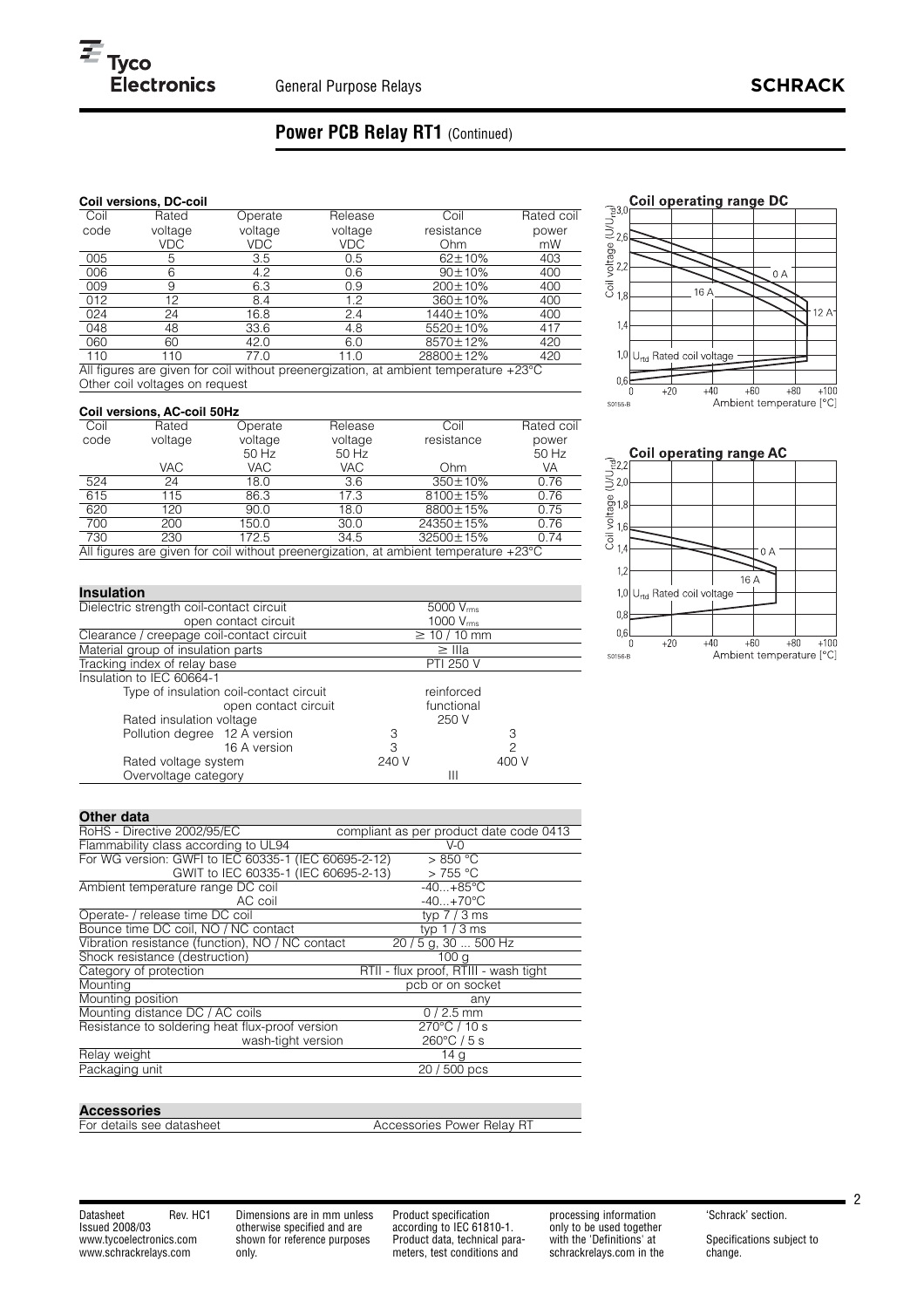## Power PCB Relay RT1 (Continued)

### Coil versions, DC-coil

| Coil code | Rated voltage VDC | Operate voltage VDC | Release voltage VDC | Coil resistance Ohm | Rated coil power mW |
|---|---|---|---|---|---|
| 005 | 5 | 3.5 | 0.5 | 62±10% | 403 |
| 006 | 6 | 4.2 | 0.6 | 90±10% | 400 |
| 009 | 9 | 6.3 | 0.9 | 200±10% | 400 |
| 012 | 12 | 8.4 | 1.2 | 360±10% | 400 |
| 024 | 24 | 16.8 | 2.4 | 1440±10% | 400 |
| 048 | 48 | 33.6 | 4.8 | 5520±10% | 417 |
| 060 | 60 | 42.0 | 6.0 | 8570±12% | 420 |
| 110 | 110 | 77.0 | 11.0 | 28800±12% | 420 |

All figures are given for coil without preenergization, at ambient temperature +23°C
Other coil voltages on request

### Coil versions, AC-coil 50Hz

| Coil code | Rated voltage VAC | Operate voltage 50 Hz VAC | Release voltage 50 Hz VAC | Coil resistance Ohm | Rated coil power 50 Hz VA |
|---|---|---|---|---|---|
| 524 | 24 | 18.0 | 3.6 | 350±10% | 0.76 |
| 615 | 115 | 86.3 | 17.3 | 8100±15% | 0.76 |
| 620 | 120 | 90.0 | 18.0 | 8800±15% | 0.75 |
| 700 | 200 | 150.0 | 30.0 | 24350±15% | 0.76 |
| 730 | 230 | 172.5 | 34.5 | 32500±15% | 0.74 |

All figures are given for coil without preenergization, at ambient temperature +23°C

### Coil operating range DC

Coil voltage ($U/U_{rtd}$) vs. Ambient temperature [°C]; curves: 0 A, 16 A, 12 A; $U_{rtd}$ Rated coil voltage

S0155-B

### Coil operating range AC

Coil voltage ($U/U_{rtd}$) vs. Ambient temperature [°C]; curves: 0 A, 16 A; $U_{rtd}$ Rated coil voltage

S0156-B

### Insulation

| | | |
|---|---|---|
| Dielectric strength coil-contact circuit | 5000 $V_{rms}$ | |
| open contact circuit | 1000 $V_{rms}$ | |
| Clearance / creepage coil-contact circuit | ≥ 10 / 10 mm | |
| Material group of insulation parts | ≥ IIIa | |
| Tracking index of relay base | PTI 250 V | |
| Insulation to IEC 60664-1 | | |
| Type of insulation coil-contact circuit | reinforced | |
| open contact circuit | functional | |
| Rated insulation voltage | 250 V | |
| Pollution degree 12 A version | 3 | 3 |
| 16 A version | 3 | 2 |
| Rated voltage system | 240 V | 400 V |
| Overvoltage category | III | |

### Other data

| | |
|---|---|
| RoHS - Directive 2002/95/EC | compliant as per product date code 0413 |
| Flammability class according to UL94 | V-0 |
| For WG version: GWFI to IEC 60335-1 (IEC 60695-2-12) | > 850 °C |
| GWIT to IEC 60335-1 (IEC 60695-2-13) | > 755 °C |
| Ambient temperature range DC coil | -40...+85°C |
| AC coil | -40...+70°C |
| Operate- / release time DC coil | typ 7 / 3 ms |
| Bounce time DC coil, NO / NC contact | typ 1 / 3 ms |
| Vibration resistance (function), NO / NC contact | 20 / 5 g, 30 ... 500 Hz |
| Shock resistance (destruction) | 100 g |
| Category of protection | RTII - flux proof, RTIII - wash tight |
| Mounting | pcb or on socket |
| Mounting position | any |
| Mounting distance DC / AC coils | 0 / 2.5 mm |
| Resistance to soldering heat flux-proof version | 270°C / 10 s |
| wash-tight version | 260°C / 5 s |
| Relay weight | 14 g |
| Packaging unit | 20 / 500 pcs |

### Accessories

| | |
|---|---|
| For details see datasheet | Accessories Power Relay RT |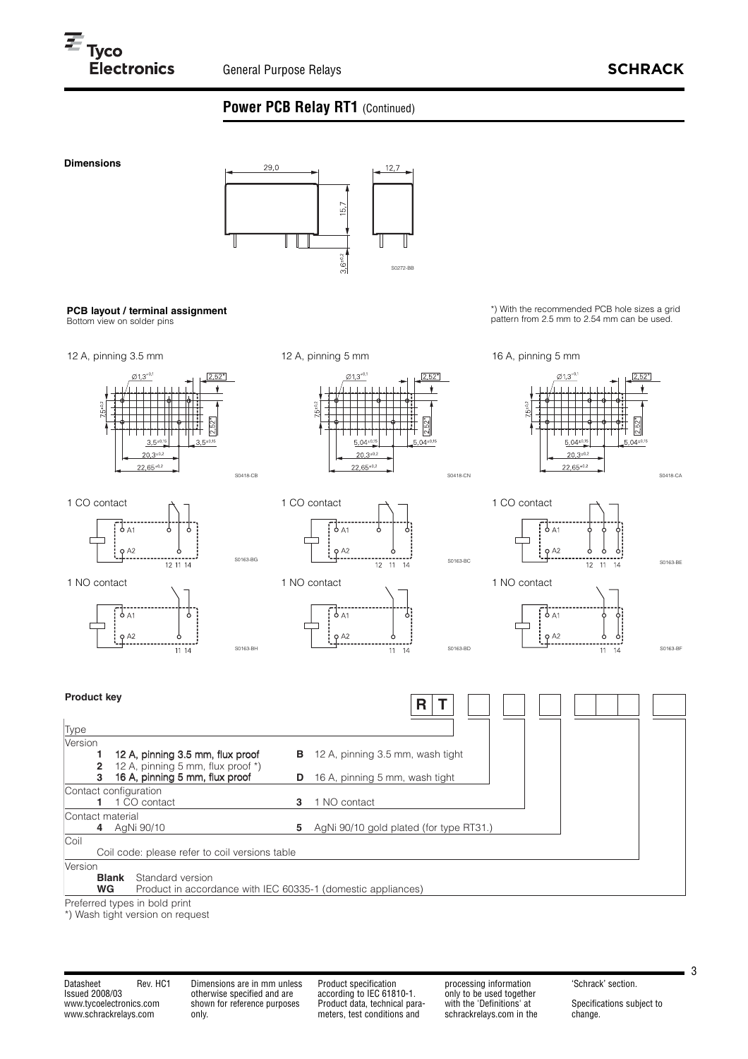## Power PCB Relay RT1 (Continued)

### Dimensions

29,0
12,7
15,7
3,6±0,2
S0272-BB

### PCB layout / terminal assignment

Bottom view on solder pins

*) With the recommended PCB hole sizes a grid pattern from 2.5 mm to 2.54 mm can be used.

12 A, pinning 3.5 mm

Ø1,3+0,1 | 2,52* | 7,5±0,2 | 2,52* | 3,5±0,15 | 3,5±0,15 | 20,3±0,2 | 22,65±0,2 | S0418-CB

12 A, pinning 5 mm

Ø1,3+0,1 | 2,52* | 7,5±0,2 | 2,52* | 5,04±0,15 | 5,04±0,15 | 20,3±0,2 | 22,65±0,2 | S0418-CN

16 A, pinning 5 mm

Ø1,3+0,1 | 2,52* | 7,5±0,2 | 2,52* | 5,04±0,15 | 5,04±0,15 | 20,3±0,2 | 22,65±0,2 | S0418-CA

1 CO contact

A1, A2, 12 11 14 — S0163-BG / S0163-BC / S0163-BE

1 NO contact

A1, A2, 11 14 — S0163-BH / S0163-BD / S0163-BF

### Product key

R T □ □ □ □□□ □

| | | | |
|---|---|---|---|
| Type | | | |
| Version | | | |
| **1** | **12 A, pinning 3.5 mm, flux proof** | **B** | 12 A, pinning 3.5 mm, wash tight |
| **2** | 12 A, pinning 5 mm, flux proof *) | | |
| **3** | **16 A, pinning 5 mm, flux proof** | **D** | 16 A, pinning 5 mm, wash tight |
| Contact configuration | | | |
| **1** | 1 CO contact | **3** | 1 NO contact |
| Contact material | | | |
| **4** | AgNi 90/10 | **5** | AgNi 90/10 gold plated (for type RT31.) |
| Coil | | | |
| | Coil code: please refer to coil versions table | | |
| Version | | | |
| **Blank** | Standard version | | |
| **WG** | Product in accordance with IEC 60335-1 (domestic appliances) | | |

Preferred types in bold print

*) Wash tight version on request

Datasheet Rev. HC1
Issued 2008/03
www.tycoelectronics.com
www.schrackrelays.com

Dimensions are in mm unless otherwise specified and are shown for reference purposes only.

Product specification according to IEC 61810-1. Product data, technical parameters, test conditions and processing information only to be used together with the 'Definitions' at schrackrelays.com in the 'Schrack' section.

Specifications subject to change.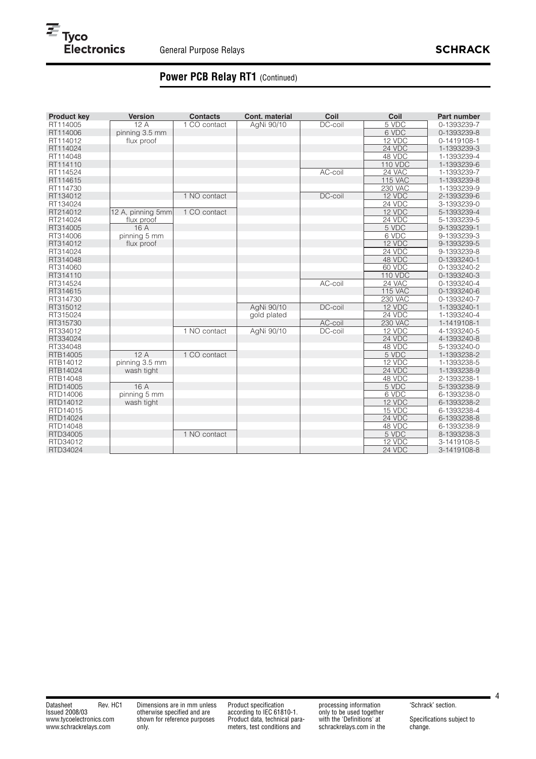## Power PCB Relay RT1 (Continued)

| Product key | Version | Contacts | Cont. material | Coil | Coil | Part number |
|---|---|---|---|---|---|---|
| RT114005 | 12 A | 1 CO contact | AgNi 90/10 | DC-coil | 5 VDC | 0-1393239-7 |
| RT114006 | pinning 3.5 mm | | | | 6 VDC | 0-1393239-8 |
| RT114012 | flux proof | | | | 12 VDC | 0-1419108-1 |
| RT114024 | | | | | 24 VDC | 1-1393239-3 |
| RT114048 | | | | | 48 VDC | 1-1393239-4 |
| RT114110 | | | | | 110 VDC | 1-1393239-6 |
| RT114524 | | | | AC-coil | 24 VAC | 1-1393239-7 |
| RT114615 | | | | | 115 VAC | 1-1393239-8 |
| RT114730 | | | | | 230 VAC | 1-1393239-9 |
| RT134012 | | 1 NO contact | | DC-coil | 12 VDC | 2-1393239-6 |
| RT134024 | | | | | 24 VDC | 3-1393239-0 |
| RT214012 | 12 A, pinning 5mm | 1 CO contact | | | 12 VDC | 5-1393239-4 |
| RT214024 | flux proof | | | | 24 VDC | 5-1393239-5 |
| RT314005 | 16 A | | | | 5 VDC | 9-1393239-1 |
| RT314006 | pinning 5 mm | | | | 6 VDC | 9-1393239-3 |
| RT314012 | flux proof | | | | 12 VDC | 9-1393239-5 |
| RT314024 | | | | | 24 VDC | 9-1393239-8 |
| RT314048 | | | | | 48 VDC | 0-1393240-1 |
| RT314060 | | | | | 60 VDC | 0-1393240-2 |
| RT314110 | | | | | 110 VDC | 0-1393240-3 |
| RT314524 | | | | AC-coil | 24 VAC | 0-1393240-4 |
| RT314615 | | | | | 115 VAC | 0-1393240-6 |
| RT314730 | | | | | 230 VAC | 0-1393240-7 |
| RT315012 | | | AgNi 90/10 | DC-coil | 12 VDC | 1-1393240-1 |
| RT315024 | | | gold plated | | 24 VDC | 1-1393240-4 |
| RT315730 | | | | AC-coil | 230 VAC | 1-1419108-1 |
| RT334012 | | 1 NO contact | AgNi 90/10 | DC-coil | 12 VDC | 4-1393240-5 |
| RT334024 | | | | | 24 VDC | 4-1393240-8 |
| RT334048 | | | | | 48 VDC | 5-1393240-0 |
| RTB14005 | 12 A | 1 CO contact | | | 5 VDC | 1-1393238-2 |
| RTB14012 | pinning 3.5 mm | | | | 12 VDC | 1-1393238-5 |
| RTB14024 | wash tight | | | | 24 VDC | 1-1393238-9 |
| RTB14048 | | | | | 48 VDC | 2-1393238-1 |
| RTD14005 | 16 A | | | | 5 VDC | 5-1393238-9 |
| RTD14006 | pinning 5 mm | | | | 6 VDC | 6-1393238-0 |
| RTD14012 | wash tight | | | | 12 VDC | 6-1393238-2 |
| RTD14015 | | | | | 15 VDC | 6-1393238-4 |
| RTD14024 | | | | | 24 VDC | 6-1393238-8 |
| RTD14048 | | | | | 48 VDC | 6-1393238-9 |
| RTD34005 | | 1 NO contact | | | 5 VDC | 8-1393238-3 |
| RTD34012 | | | | | 12 VDC | 3-1419108-5 |
| RTD34024 | | | | | 24 VDC | 3-1419108-8 |

Datasheet Rev. HC1
Issued 2008/03
www.tycoelectronics.com
www.schrackrelays.com

Dimensions are in mm unless otherwise specified and are shown for reference purposes only.

Product specification according to IEC 61810-1. Product data, technical parameters, test conditions and processing information only to be used together with the 'Definitions' at schrackrelays.com in the 'Schrack' section.

Specifications subject to change.